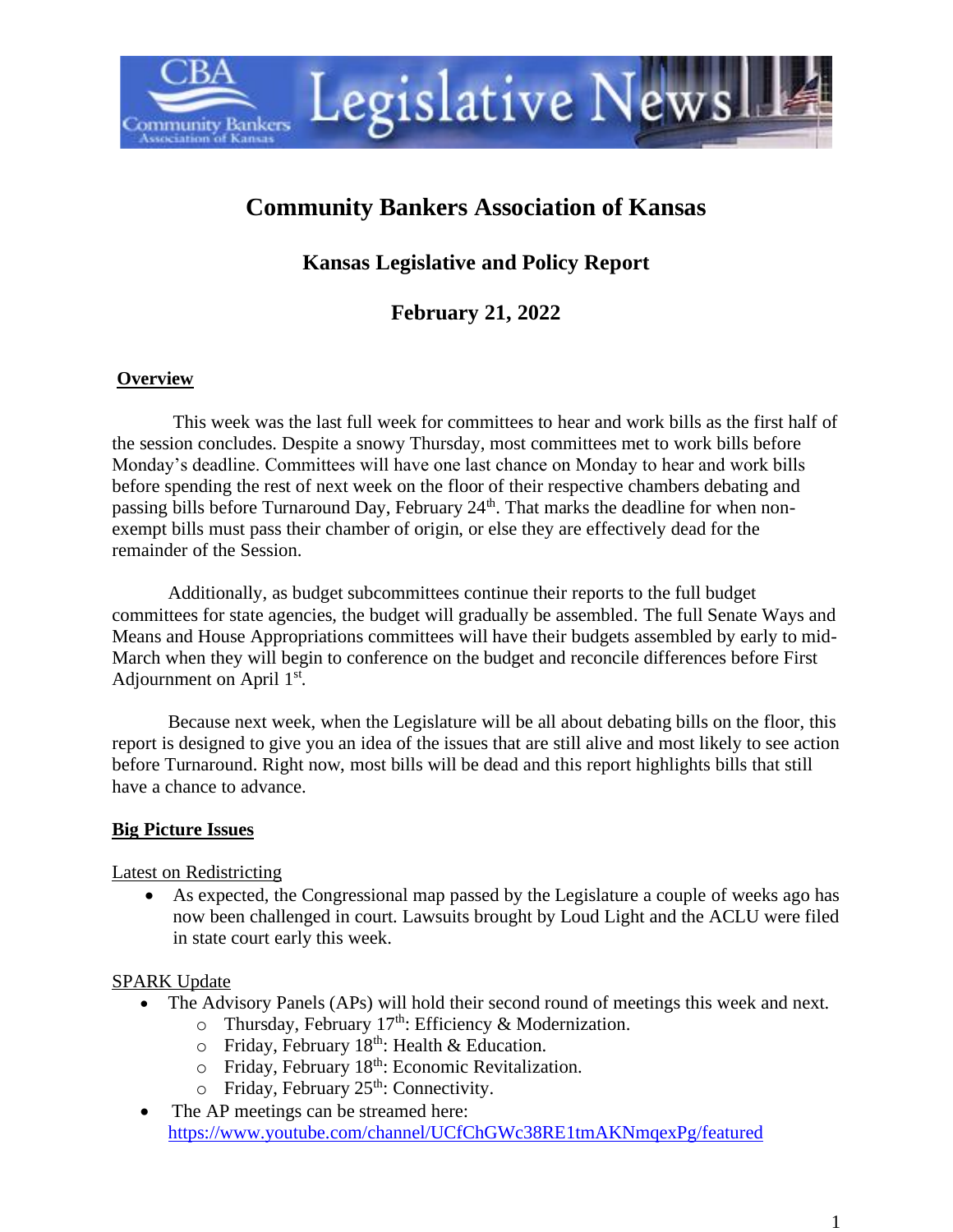# Community Bankers Association of Kansas

## Kansas Legislative and Policy Report

## February 21, 2022

### Overview

This week was the last full week for committees to hear and work bills as the first half of the session concludes. Despite a snowy Thursday, most committees met to work bills before Monday's deadline. Committees will have one last chance on Monday to hear and work bills before spending the rest of next week on the floor of their respective chambers debating and passing bills before Turnaround Day, February 24th. That marks the deadline for when non-exempt bills must pass their chamber of origin, or else they are effectively dead for the remainder of the Session.

Additionally, as budget subcommittees continue their reports to the full budget committees for state agencies, the budget will gradually be assembled. The full Senate Ways and Means and House Appropriations committees will have their budgets assembled by early to mid-March when they will begin to conference on the budget and reconcile differences before First Adjournment on April 1st.

Because next week, when the Legislature will be all about debating bills on the floor, this report is designed to give you an idea of the issues that are still alive and most likely to see action before Turnaround. Right now, most bills will be dead and this report highlights bills that still have a chance to advance.

### Big Picture Issues

Latest on Redistricting

- As expected, the Congressional map passed by the Legislature a couple of weeks ago has now been challenged in court. Lawsuits brought by Loud Light and the ACLU were filed in state court early this week.

SPARK Update

- The Advisory Panels (APs) will hold their second round of meetings this week and next.
  - Thursday, February 17th: Efficiency & Modernization.
  - Friday, February 18th: Health & Education.
  - Friday, February 18th: Economic Revitalization.
  - Friday, February 25th: Connectivity.
- The AP meetings can be streamed here: https://www.youtube.com/channel/UCfChGWc38RE1tmAKNmqexPg/featured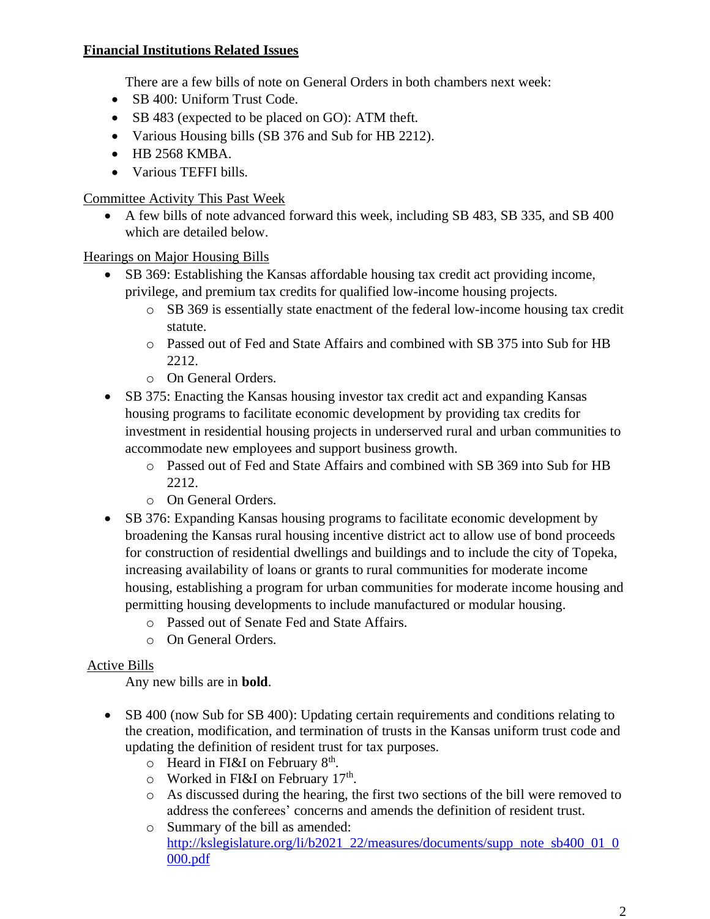**Financial Institutions Related Issues**

There are a few bills of note on General Orders in both chambers next week:

- SB 400: Uniform Trust Code.
- SB 483 (expected to be placed on GO): ATM theft.
- Various Housing bills (SB 376 and Sub for HB 2212).
- HB 2568 KMBA.
- Various TEFFI bills.

Committee Activity This Past Week

- A few bills of note advanced forward this week, including SB 483, SB 335, and SB 400 which are detailed below.

Hearings on Major Housing Bills

- SB 369: Establishing the Kansas affordable housing tax credit act providing income, privilege, and premium tax credits for qualified low-income housing projects.
    - SB 369 is essentially state enactment of the federal low-income housing tax credit statute.
    - Passed out of Fed and State Affairs and combined with SB 375 into Sub for HB 2212.
    - On General Orders.
- SB 375: Enacting the Kansas housing investor tax credit act and expanding Kansas housing programs to facilitate economic development by providing tax credits for investment in residential housing projects in underserved rural and urban communities to accommodate new employees and support business growth.
    - Passed out of Fed and State Affairs and combined with SB 369 into Sub for HB 2212.
    - On General Orders.
- SB 376: Expanding Kansas housing programs to facilitate economic development by broadening the Kansas rural housing incentive district act to allow use of bond proceeds for construction of residential dwellings and buildings and to include the city of Topeka, increasing availability of loans or grants to rural communities for moderate income housing, establishing a program for urban communities for moderate income housing and permitting housing developments to include manufactured or modular housing.
    - Passed out of Senate Fed and State Affairs.
    - On General Orders.

Active Bills

Any new bills are in **bold**.

- SB 400 (now Sub for SB 400): Updating certain requirements and conditions relating to the creation, modification, and termination of trusts in the Kansas uniform trust code and updating the definition of resident trust for tax purposes.
    - Heard in FI&I on February 8th.
    - Worked in FI&I on February 17th.
    - As discussed during the hearing, the first two sections of the bill were removed to address the conferees' concerns and amends the definition of resident trust.
    - Summary of the bill as amended: http://kslegislature.org/li/b2021_22/measures/documents/supp_note_sb400_01_0000.pdf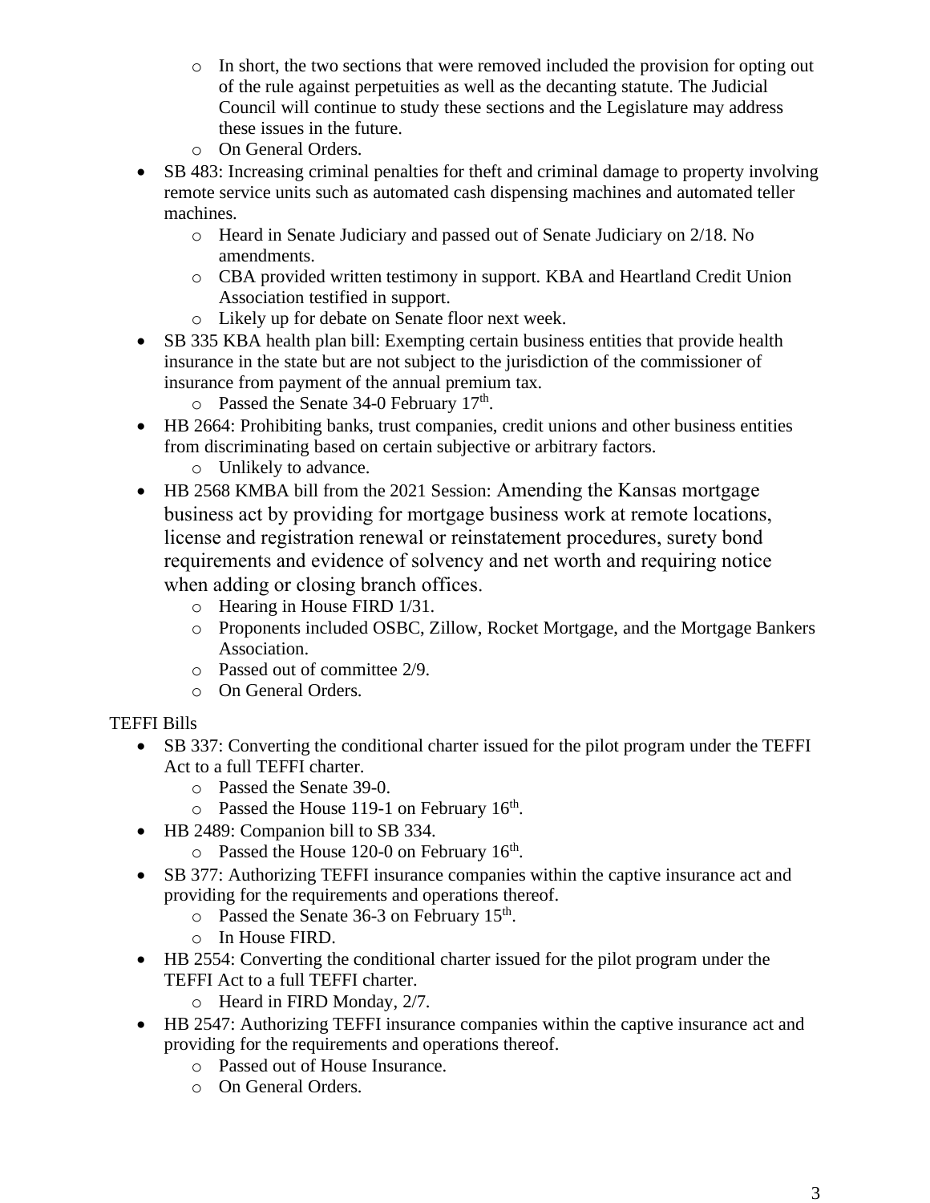- In short, the two sections that were removed included the provision for opting out of the rule against perpetuities as well as the decanting statute. The Judicial Council will continue to study these sections and the Legislature may address these issues in the future.
  - On General Orders.
- SB 483: Increasing criminal penalties for theft and criminal damage to property involving remote service units such as automated cash dispensing machines and automated teller machines.
  - Heard in Senate Judiciary and passed out of Senate Judiciary on 2/18. No amendments.
  - CBA provided written testimony in support. KBA and Heartland Credit Union Association testified in support.
  - Likely up for debate on Senate floor next week.
- SB 335 KBA health plan bill: Exempting certain business entities that provide health insurance in the state but are not subject to the jurisdiction of the commissioner of insurance from payment of the annual premium tax.
  - Passed the Senate 34-0 February 17th.
- HB 2664: Prohibiting banks, trust companies, credit unions and other business entities from discriminating based on certain subjective or arbitrary factors.
  - Unlikely to advance.
- HB 2568 KMBA bill from the 2021 Session: Amending the Kansas mortgage business act by providing for mortgage business work at remote locations, license and registration renewal or reinstatement procedures, surety bond requirements and evidence of solvency and net worth and requiring notice when adding or closing branch offices.
  - Hearing in House FIRD 1/31.
  - Proponents included OSBC, Zillow, Rocket Mortgage, and the Mortgage Bankers Association.
  - Passed out of committee 2/9.
  - On General Orders.

TEFFI Bills

- SB 337: Converting the conditional charter issued for the pilot program under the TEFFI Act to a full TEFFI charter.
  - Passed the Senate 39-0.
  - Passed the House 119-1 on February 16th.
- HB 2489: Companion bill to SB 334.
  - Passed the House 120-0 on February 16th.
- SB 377: Authorizing TEFFI insurance companies within the captive insurance act and providing for the requirements and operations thereof.
  - Passed the Senate 36-3 on February 15th.
  - In House FIRD.
- HB 2554: Converting the conditional charter issued for the pilot program under the TEFFI Act to a full TEFFI charter.
  - Heard in FIRD Monday, 2/7.
- HB 2547: Authorizing TEFFI insurance companies within the captive insurance act and providing for the requirements and operations thereof.
  - Passed out of House Insurance.
  - On General Orders.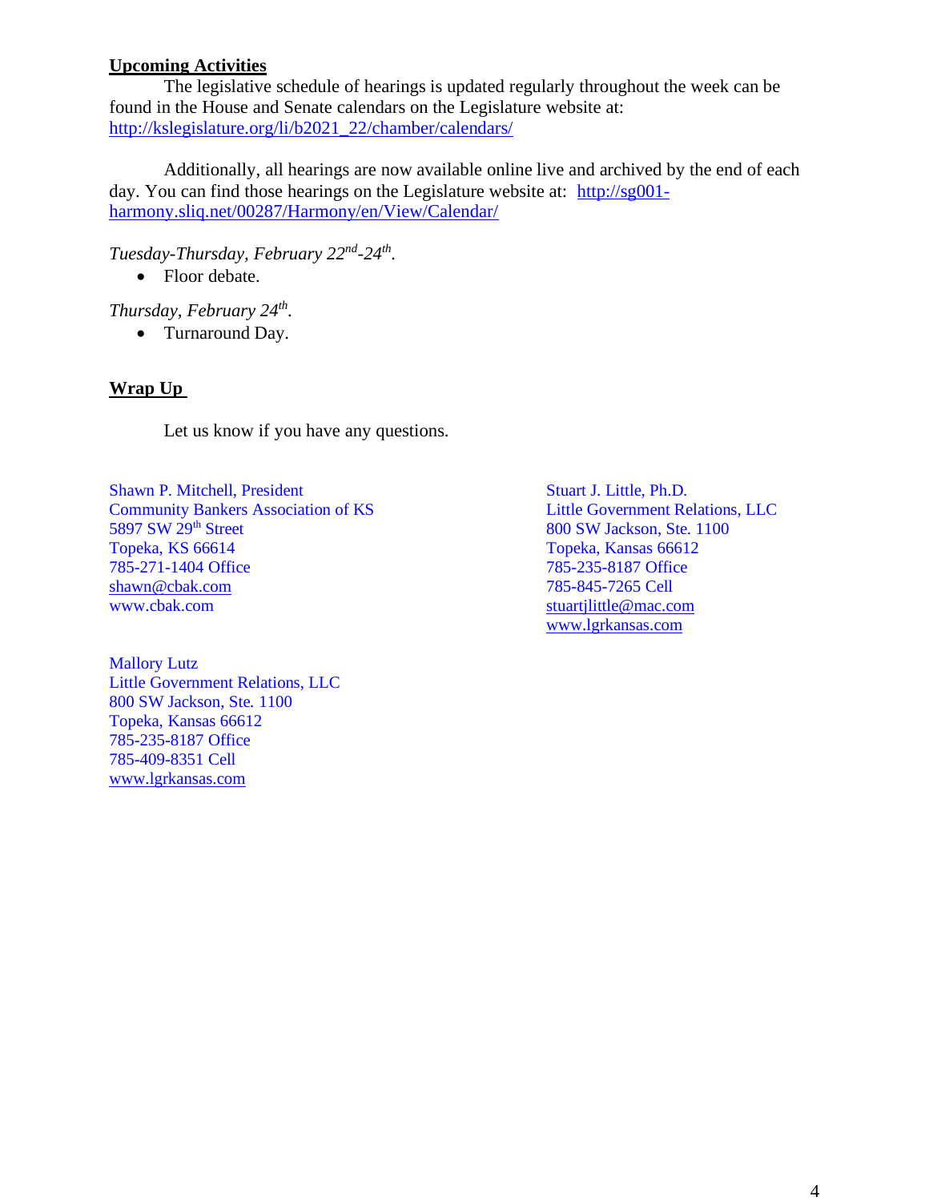**Upcoming Activities**

The legislative schedule of hearings is updated regularly throughout the week can be found in the House and Senate calendars on the Legislature website at: http://kslegislature.org/li/b2021_22/chamber/calendars/

Additionally, all hearings are now available online live and archived by the end of each day. You can find those hearings on the Legislature website at: http://sg001-harmony.sliq.net/00287/Harmony/en/View/Calendar/

*Tuesday-Thursday, February 22nd-24th.*

- Floor debate.

*Thursday, February 24th.*

- Turnaround Day.

**Wrap Up**

Let us know if you have any questions.

Shawn P. Mitchell, President
Community Bankers Association of KS
5897 SW 29th Street
Topeka, KS 66614
785-271-1404 Office
shawn@cbak.com
www.cbak.com

Stuart J. Little, Ph.D.
Little Government Relations, LLC
800 SW Jackson, Ste. 1100
Topeka, Kansas 66612
785-235-8187 Office
785-845-7265 Cell
stuartjlittle@mac.com
www.lgrkansas.com

Mallory Lutz
Little Government Relations, LLC
800 SW Jackson, Ste. 1100
Topeka, Kansas 66612
785-235-8187 Office
785-409-8351 Cell
www.lgrkansas.com